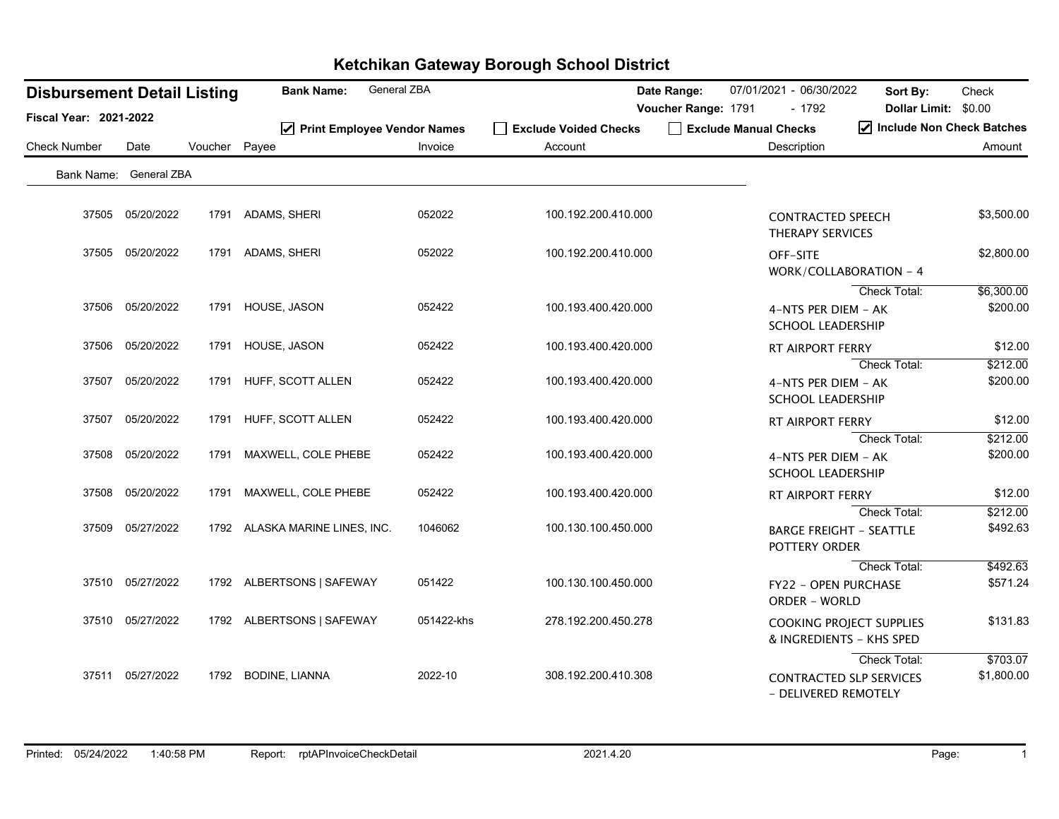# Ketchikan Gateway Borough School District

## Disbursement Detail Listing

**Fiscal Year:** 2021-2022

**Bank Name:** General ZBA

**Date Range:** 07/01/2021 - 06/30/2022

**Voucher Range:** 1791 - 1792

**Sort By:** Check

**Dollar Limit:** $0.00

☑ Print Employee Vendor Names ☐ Exclude Voided Checks ☐ Exclude Manual Checks ☑ Include Non Check Batches

Bank Name: General ZBA

| Check Number | Date | Voucher | Payee | Invoice | Account | Description | Amount |
|---|---|---|---|---|---|---|---|
| 37505 | 05/20/2022 | 1791 | ADAMS, SHERI | 052022 | 100.192.200.410.000 | CONTRACTED SPEECH THERAPY SERVICES | $3,500.00 |
| 37505 | 05/20/2022 | 1791 | ADAMS, SHERI | 052022 | 100.192.200.410.000 | OFF-SITE WORK/COLLABORATION - 4 | $2,800.00 |
| | | | | | | Check Total: | $6,300.00 |
| 37506 | 05/20/2022 | 1791 | HOUSE, JASON | 052422 | 100.193.400.420.000 | 4-NTS PER DIEM - AK SCHOOL LEADERSHIP | $200.00 |
| 37506 | 05/20/2022 | 1791 | HOUSE, JASON | 052422 | 100.193.400.420.000 | RT AIRPORT FERRY | $12.00 |
| | | | | | | Check Total: | $212.00 |
| 37507 | 05/20/2022 | 1791 | HUFF, SCOTT ALLEN | 052422 | 100.193.400.420.000 | 4-NTS PER DIEM - AK SCHOOL LEADERSHIP | $200.00 |
| 37507 | 05/20/2022 | 1791 | HUFF, SCOTT ALLEN | 052422 | 100.193.400.420.000 | RT AIRPORT FERRY | $12.00 |
| | | | | | | Check Total: | $212.00 |
| 37508 | 05/20/2022 | 1791 | MAXWELL, COLE PHEBE | 052422 | 100.193.400.420.000 | 4-NTS PER DIEM - AK SCHOOL LEADERSHIP | $200.00 |
| 37508 | 05/20/2022 | 1791 | MAXWELL, COLE PHEBE | 052422 | 100.193.400.420.000 | RT AIRPORT FERRY | $12.00 |
| | | | | | | Check Total: | $212.00 |
| 37509 | 05/27/2022 | 1792 | ALASKA MARINE LINES, INC. | 1046062 | 100.130.100.450.000 | BARGE FREIGHT - SEATTLE POTTERY ORDER | $492.63 |
| | | | | | | Check Total: | $492.63 |
| 37510 | 05/27/2022 | 1792 | ALBERTSONS \| SAFEWAY | 051422 | 100.130.100.450.000 | FY22 - OPEN PURCHASE ORDER - WORLD | $571.24 |
| 37510 | 05/27/2022 | 1792 | ALBERTSONS \| SAFEWAY | 051422-khs | 278.192.200.450.278 | COOKING PROJECT SUPPLIES & INGREDIENTS - KHS SPED | $131.83 |
| | | | | | | Check Total: | $703.07 |
| 37511 | 05/27/2022 | 1792 | BODINE, LIANNA | 2022-10 | 308.192.200.410.308 | CONTRACTED SLP SERVICES - DELIVERED REMOTELY | $1,800.00 |

Printed: 05/24/2022 1:40:58 PM Report: rptAPInvoiceCheckDetail 2021.4.20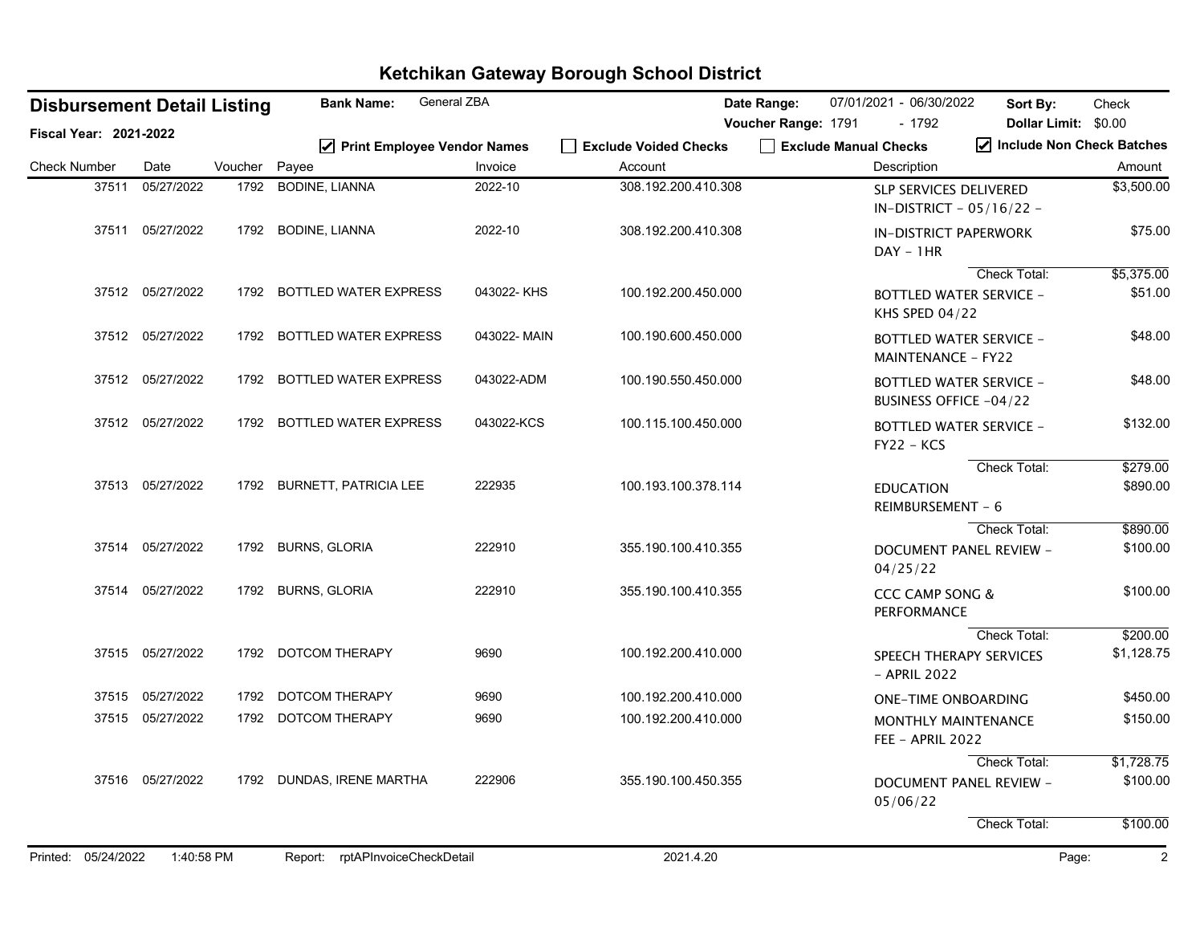# Ketchikan Gateway Borough School District

**Disbursement Detail Listing** | **Bank Name:** General ZBA | **Date Range:** 07/01/2021 - 06/30/2022 | **Sort By:** Check

**Fiscal Year: 2021-2022** | **Voucher Range:** 1791 - 1792 | **Dollar Limit:** $0.00

☑ Print Employee Vendor Names ☐ Exclude Voided Checks ☐ Exclude Manual Checks ☑ Include Non Check Batches

| Check Number | Date | Voucher | Payee | Invoice | Account | Description | Amount |
|---|---|---|---|---|---|---|---|
| 37511 | 05/27/2022 | 1792 | BODINE, LIANNA | 2022-10 | 308.192.200.410.308 | SLP SERVICES DELIVERED IN-DISTRICT - 05/16/22 - | $3,500.00 |
| 37511 | 05/27/2022 | 1792 | BODINE, LIANNA | 2022-10 | 308.192.200.410.308 | IN-DISTRICT PAPERWORK DAY - 1HR | $75.00 |
| | | | | | | Check Total: | $5,375.00 |
| 37512 | 05/27/2022 | 1792 | BOTTLED WATER EXPRESS | 043022- KHS | 100.192.200.450.000 | BOTTLED WATER SERVICE - KHS SPED 04/22 | $51.00 |
| 37512 | 05/27/2022 | 1792 | BOTTLED WATER EXPRESS | 043022- MAIN | 100.190.600.450.000 | BOTTLED WATER SERVICE - MAINTENANCE - FY22 | $48.00 |
| 37512 | 05/27/2022 | 1792 | BOTTLED WATER EXPRESS | 043022-ADM | 100.190.550.450.000 | BOTTLED WATER SERVICE - BUSINESS OFFICE -04/22 | $48.00 |
| 37512 | 05/27/2022 | 1792 | BOTTLED WATER EXPRESS | 043022-KCS | 100.115.100.450.000 | BOTTLED WATER SERVICE - FY22 - KCS | $132.00 |
| | | | | | | Check Total: | $279.00 |
| 37513 | 05/27/2022 | 1792 | BURNETT, PATRICIA LEE | 222935 | 100.193.100.378.114 | EDUCATION REIMBURSEMENT - 6 | $890.00 |
| | | | | | | Check Total: | $890.00 |
| 37514 | 05/27/2022 | 1792 | BURNS, GLORIA | 222910 | 355.190.100.410.355 | DOCUMENT PANEL REVIEW - 04/25/22 | $100.00 |
| 37514 | 05/27/2022 | 1792 | BURNS, GLORIA | 222910 | 355.190.100.410.355 | CCC CAMP SONG & PERFORMANCE | $100.00 |
| | | | | | | Check Total: | $200.00 |
| 37515 | 05/27/2022 | 1792 | DOTCOM THERAPY | 9690 | 100.192.200.410.000 | SPEECH THERAPY SERVICES - APRIL 2022 | $1,128.75 |
| 37515 | 05/27/2022 | 1792 | DOTCOM THERAPY | 9690 | 100.192.200.410.000 | ONE-TIME ONBOARDING | $450.00 |
| 37515 | 05/27/2022 | 1792 | DOTCOM THERAPY | 9690 | 100.192.200.410.000 | MONTHLY MAINTENANCE FEE - APRIL 2022 | $150.00 |
| | | | | | | Check Total: | $1,728.75 |
| 37516 | 05/27/2022 | 1792 | DUNDAS, IRENE MARTHA | 222906 | 355.190.100.450.355 | DOCUMENT PANEL REVIEW - 05/06/22 | $100.00 |
| | | | | | | Check Total: | $100.00 |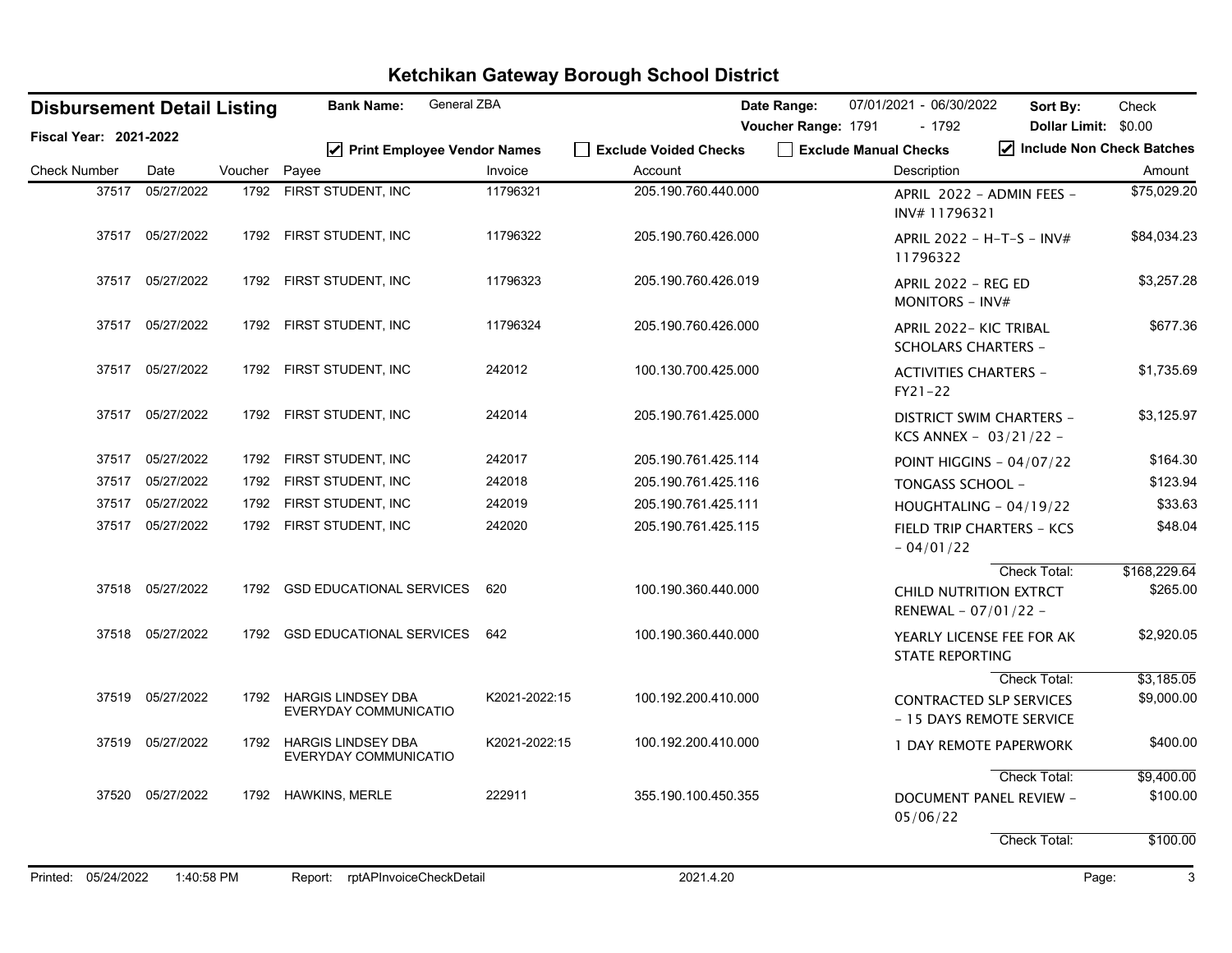# Ketchikan Gateway Borough School District

**Disbursement Detail Listing** | **Bank Name:** General ZBA | **Date Range:** 07/01/2021 - 06/30/2022 | **Sort By:** Check

**Fiscal Year: 2021-2022** | **Voucher Range:** 1791 - 1792 | **Dollar Limit:** $0.00

☑ Print Employee Vendor Names ☐ Exclude Voided Checks ☐ Exclude Manual Checks ☑ Include Non Check Batches

| Check Number | Date | Voucher | Payee | Invoice | Account | Description | Amount |
|---|---|---|---|---|---|---|---|
| 37517 | 05/27/2022 | 1792 | FIRST STUDENT, INC | 11796321 | 205.190.760.440.000 | APRIL 2022 - ADMIN FEES - INV# 11796321 | $75,029.20 |
| 37517 | 05/27/2022 | 1792 | FIRST STUDENT, INC | 11796322 | 205.190.760.426.000 | APRIL 2022 - H-T-S - INV# 11796322 | $84,034.23 |
| 37517 | 05/27/2022 | 1792 | FIRST STUDENT, INC | 11796323 | 205.190.760.426.019 | APRIL 2022 - REG ED MONITORS - INV# | $3,257.28 |
| 37517 | 05/27/2022 | 1792 | FIRST STUDENT, INC | 11796324 | 205.190.760.426.000 | APRIL 2022- KIC TRIBAL SCHOLARS CHARTERS - | $677.36 |
| 37517 | 05/27/2022 | 1792 | FIRST STUDENT, INC | 242012 | 100.130.700.425.000 | ACTIVITIES CHARTERS - FY21-22 | $1,735.69 |
| 37517 | 05/27/2022 | 1792 | FIRST STUDENT, INC | 242014 | 205.190.761.425.000 | DISTRICT SWIM CHARTERS - KCS ANNEX - 03/21/22 - | $3,125.97 |
| 37517 | 05/27/2022 | 1792 | FIRST STUDENT, INC | 242017 | 205.190.761.425.114 | POINT HIGGINS - 04/07/22 | $164.30 |
| 37517 | 05/27/2022 | 1792 | FIRST STUDENT, INC | 242018 | 205.190.761.425.116 | TONGASS SCHOOL - | $123.94 |
| 37517 | 05/27/2022 | 1792 | FIRST STUDENT, INC | 242019 | 205.190.761.425.111 | HOUGHTALING - 04/19/22 | $33.63 |
| 37517 | 05/27/2022 | 1792 | FIRST STUDENT, INC | 242020 | 205.190.761.425.115 | FIELD TRIP CHARTERS - KCS - 04/01/22 | $48.04 |
| | | | | | | Check Total: | $168,229.64 |
| 37518 | 05/27/2022 | 1792 | GSD EDUCATIONAL SERVICES | 620 | 100.190.360.440.000 | CHILD NUTRITION EXTRCT RENEWAL - 07/01/22 - | $265.00 |
| 37518 | 05/27/2022 | 1792 | GSD EDUCATIONAL SERVICES | 642 | 100.190.360.440.000 | YEARLY LICENSE FEE FOR AK STATE REPORTING | $2,920.05 |
| | | | | | | Check Total: | $3,185.05 |
| 37519 | 05/27/2022 | 1792 | HARGIS LINDSEY DBA EVERYDAY COMMUNICATIO | K2021-2022:15 | 100.192.200.410.000 | CONTRACTED SLP SERVICES - 15 DAYS REMOTE SERVICE | $9,000.00 |
| 37519 | 05/27/2022 | 1792 | HARGIS LINDSEY DBA EVERYDAY COMMUNICATIO | K2021-2022:15 | 100.192.200.410.000 | 1 DAY REMOTE PAPERWORK | $400.00 |
| | | | | | | Check Total: | $9,400.00 |
| 37520 | 05/27/2022 | 1792 | HAWKINS, MERLE | 222911 | 355.190.100.450.355 | DOCUMENT PANEL REVIEW - 05/06/22 | $100.00 |
| | | | | | | Check Total: | $100.00 |

Printed: 05/24/2022 1:40:58 PM Report: rptAPInvoiceCheckDetail 2021.4.20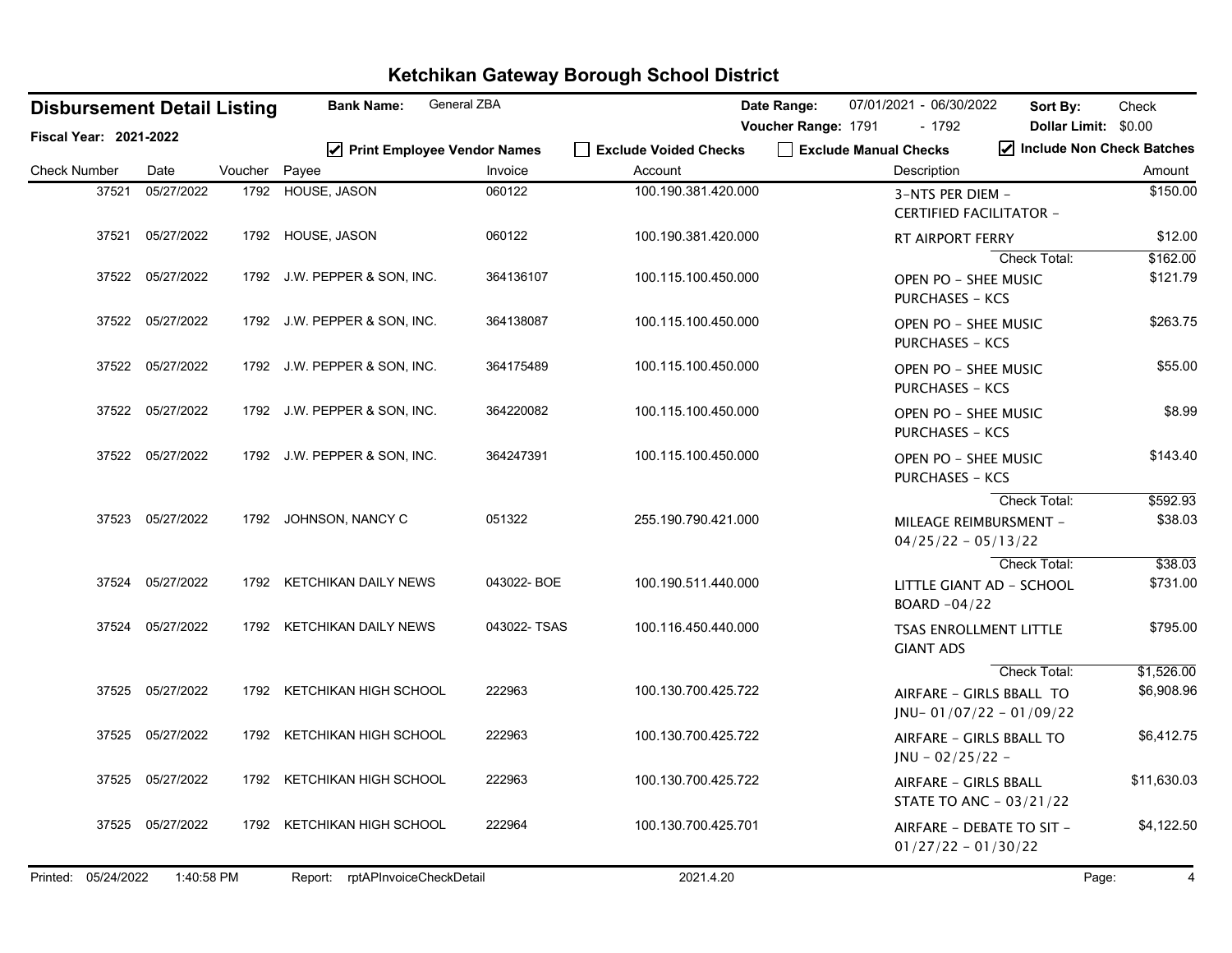# Ketchikan Gateway Borough School District

**Disbursement Detail Listing**

**Fiscal Year: 2021-2022**

**Bank Name:** General ZBA

**Date Range:** 07/01/2021 - 06/30/2022 **Sort By:** Check

**Voucher Range:** 1791 - 1792 **Dollar Limit:** $0.00

☑ **Print Employee Vendor Names** ☐ **Exclude Voided Checks** ☐ **Exclude Manual Checks** ☑ **Include Non Check Batches**

| Check Number | Date | Voucher | Payee | Invoice | Account | Description | Amount |
|---|---|---|---|---|---|---|---|
| 37521 | 05/27/2022 | 1792 | HOUSE, JASON | 060122 | 100.190.381.420.000 | 3-NTS PER DIEM - CERTIFIED FACILITATOR - | $150.00 |
| 37521 | 05/27/2022 | 1792 | HOUSE, JASON | 060122 | 100.190.381.420.000 | RT AIRPORT FERRY | $12.00 |
| | | | | | | Check Total: | $162.00 |
| 37522 | 05/27/2022 | 1792 | J.W. PEPPER & SON, INC. | 364136107 | 100.115.100.450.000 | OPEN PO - SHEE MUSIC PURCHASES - KCS | $121.79 |
| 37522 | 05/27/2022 | 1792 | J.W. PEPPER & SON, INC. | 364138087 | 100.115.100.450.000 | OPEN PO - SHEE MUSIC PURCHASES - KCS | $263.75 |
| 37522 | 05/27/2022 | 1792 | J.W. PEPPER & SON, INC. | 364175489 | 100.115.100.450.000 | OPEN PO - SHEE MUSIC PURCHASES - KCS | $55.00 |
| 37522 | 05/27/2022 | 1792 | J.W. PEPPER & SON, INC. | 364220082 | 100.115.100.450.000 | OPEN PO - SHEE MUSIC PURCHASES - KCS | $8.99 |
| 37522 | 05/27/2022 | 1792 | J.W. PEPPER & SON, INC. | 364247391 | 100.115.100.450.000 | OPEN PO - SHEE MUSIC PURCHASES - KCS | $143.40 |
| | | | | | | Check Total: | $592.93 |
| 37523 | 05/27/2022 | 1792 | JOHNSON, NANCY C | 051322 | 255.190.790.421.000 | MILEAGE REIMBURSMENT - 04/25/22 - 05/13/22 | $38.03 |
| | | | | | | Check Total: | $38.03 |
| 37524 | 05/27/2022 | 1792 | KETCHIKAN DAILY NEWS | 043022- BOE | 100.190.511.440.000 | LITTLE GIANT AD - SCHOOL BOARD -04/22 | $731.00 |
| 37524 | 05/27/2022 | 1792 | KETCHIKAN DAILY NEWS | 043022- TSAS | 100.116.450.440.000 | TSAS ENROLLMENT LITTLE GIANT ADS | $795.00 |
| | | | | | | Check Total: | $1,526.00 |
| 37525 | 05/27/2022 | 1792 | KETCHIKAN HIGH SCHOOL | 222963 | 100.130.700.425.722 | AIRFARE - GIRLS BBALL TO JNU- 01/07/22 - 01/09/22 | $6,908.96 |
| 37525 | 05/27/2022 | 1792 | KETCHIKAN HIGH SCHOOL | 222963 | 100.130.700.425.722 | AIRFARE - GIRLS BBALL TO JNU - 02/25/22 - | $6,412.75 |
| 37525 | 05/27/2022 | 1792 | KETCHIKAN HIGH SCHOOL | 222963 | 100.130.700.425.722 | AIRFARE - GIRLS BBALL STATE TO ANC - 03/21/22 | $11,630.03 |
| 37525 | 05/27/2022 | 1792 | KETCHIKAN HIGH SCHOOL | 222964 | 100.130.700.425.701 | AIRFARE - DEBATE TO SIT - 01/27/22 - 01/30/22 | $4,122.50 |

Printed: 05/24/2022 1:40:58 PM Report: rptAPInvoiceCheckDetail 2021.4.20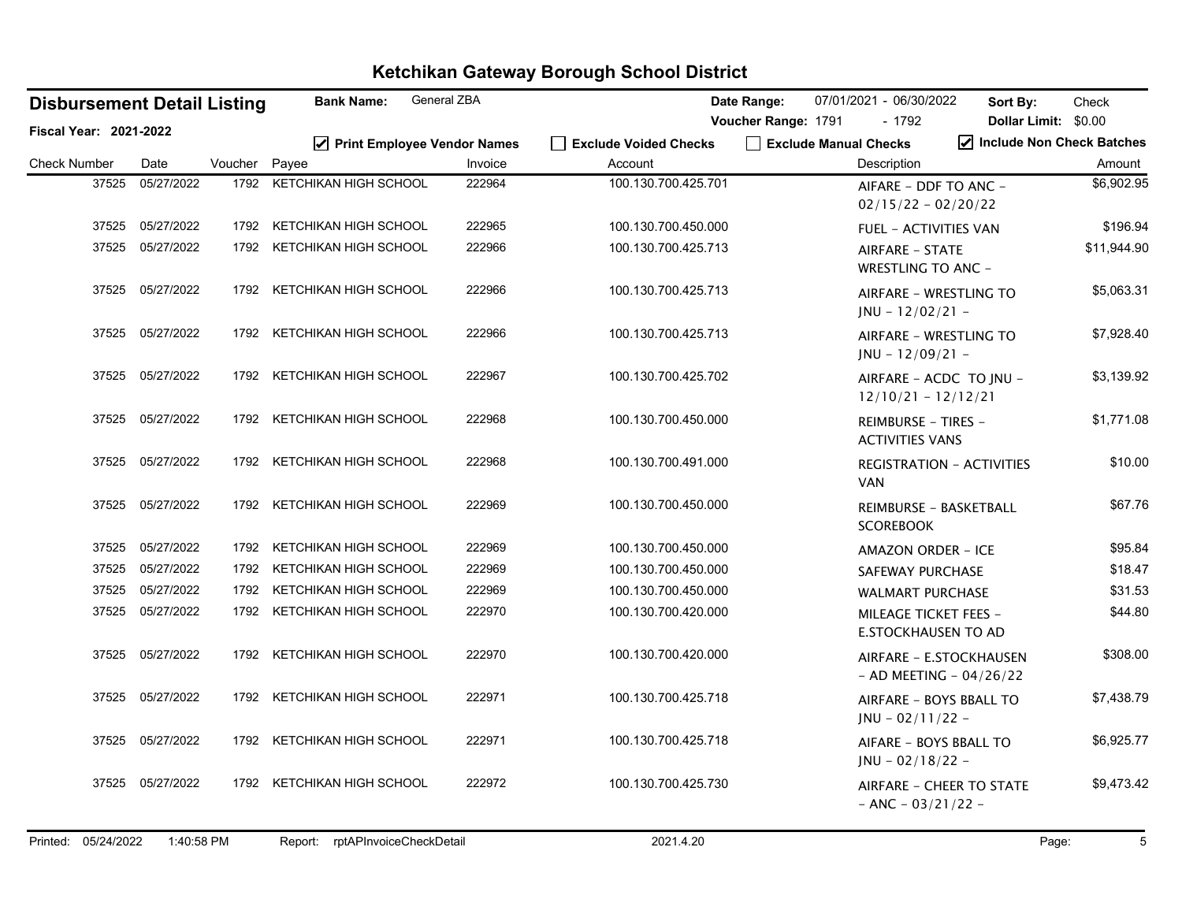# Ketchikan Gateway Borough School District

**Disbursement Detail Listing**

**Fiscal Year: 2021-2022**

**Bank Name:** General ZBA

**Date Range:** 07/01/2021 - 06/30/2022 **Sort By:** Check

**Voucher Range:** 1791 - 1792 **Dollar Limit:** $0.00

☑ Print Employee Vendor Names ☐ Exclude Voided Checks ☐ Exclude Manual Checks ☑ Include Non Check Batches

| Check Number | Date | Voucher | Payee | Invoice | Account | Description | Amount |
|---|---|---|---|---|---|---|---|
| 37525 | 05/27/2022 | 1792 | KETCHIKAN HIGH SCHOOL | 222964 | 100.130.700.425.701 | AIFARE - DDF TO ANC - 02/15/22 - 02/20/22 | $6,902.95 |
| 37525 | 05/27/2022 | 1792 | KETCHIKAN HIGH SCHOOL | 222965 | 100.130.700.450.000 | FUEL - ACTIVITIES VAN | $196.94 |
| 37525 | 05/27/2022 | 1792 | KETCHIKAN HIGH SCHOOL | 222966 | 100.130.700.425.713 | AIRFARE - STATE WRESTLING TO ANC - | $11,944.90 |
| 37525 | 05/27/2022 | 1792 | KETCHIKAN HIGH SCHOOL | 222966 | 100.130.700.425.713 | AIRFARE - WRESTLING TO JNU - 12/02/21 - | $5,063.31 |
| 37525 | 05/27/2022 | 1792 | KETCHIKAN HIGH SCHOOL | 222966 | 100.130.700.425.713 | AIRFARE - WRESTLING TO JNU - 12/09/21 - | $7,928.40 |
| 37525 | 05/27/2022 | 1792 | KETCHIKAN HIGH SCHOOL | 222967 | 100.130.700.425.702 | AIRFARE - ACDC TO JNU - 12/10/21 - 12/12/21 | $3,139.92 |
| 37525 | 05/27/2022 | 1792 | KETCHIKAN HIGH SCHOOL | 222968 | 100.130.700.450.000 | REIMBURSE - TIRES - ACTIVITIES VANS | $1,771.08 |
| 37525 | 05/27/2022 | 1792 | KETCHIKAN HIGH SCHOOL | 222968 | 100.130.700.491.000 | REGISTRATION - ACTIVITIES VAN | $10.00 |
| 37525 | 05/27/2022 | 1792 | KETCHIKAN HIGH SCHOOL | 222969 | 100.130.700.450.000 | REIMBURSE - BASKETBALL SCOREBOOK | $67.76 |
| 37525 | 05/27/2022 | 1792 | KETCHIKAN HIGH SCHOOL | 222969 | 100.130.700.450.000 | AMAZON ORDER - ICE | $95.84 |
| 37525 | 05/27/2022 | 1792 | KETCHIKAN HIGH SCHOOL | 222969 | 100.130.700.450.000 | SAFEWAY PURCHASE | $18.47 |
| 37525 | 05/27/2022 | 1792 | KETCHIKAN HIGH SCHOOL | 222969 | 100.130.700.450.000 | WALMART PURCHASE | $31.53 |
| 37525 | 05/27/2022 | 1792 | KETCHIKAN HIGH SCHOOL | 222970 | 100.130.700.420.000 | MILEAGE TICKET FEES - E.STOCKHAUSEN TO AD | $44.80 |
| 37525 | 05/27/2022 | 1792 | KETCHIKAN HIGH SCHOOL | 222970 | 100.130.700.420.000 | AIRFARE - E.STOCKHAUSEN - AD MEETING - 04/26/22 | $308.00 |
| 37525 | 05/27/2022 | 1792 | KETCHIKAN HIGH SCHOOL | 222971 | 100.130.700.425.718 | AIRFARE - BOYS BBALL TO JNU - 02/11/22 - | $7,438.79 |
| 37525 | 05/27/2022 | 1792 | KETCHIKAN HIGH SCHOOL | 222971 | 100.130.700.425.718 | AIFARE - BOYS BBALL TO JNU - 02/18/22 - | $6,925.77 |
| 37525 | 05/27/2022 | 1792 | KETCHIKAN HIGH SCHOOL | 222972 | 100.130.700.425.730 | AIRFARE - CHEER TO STATE - ANC - 03/21/22 - | $9,473.42 |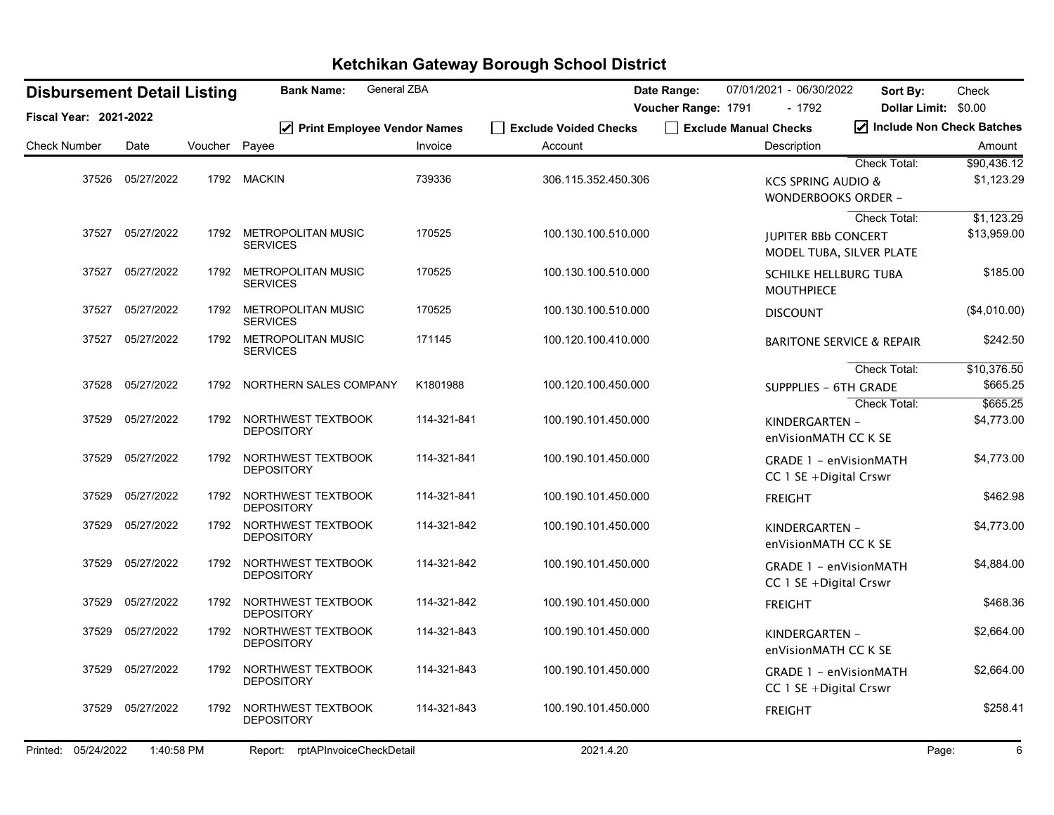# Ketchikan Gateway Borough School District

**Disbursement Detail Listing**

**Fiscal Year: 2021-2022**

**Bank Name:** General ZBA

**Date Range:** 07/01/2021 - 06/30/2022

**Voucher Range:** 1791 - 1792

**Sort By:** Check

**Dollar Limit:** $0.00

☑ Print Employee Vendor Names ☐ Exclude Voided Checks ☐ Exclude Manual Checks ☑ Include Non Check Batches

| Check Number | Date | Voucher | Payee | Invoice | Account | Description | Amount |
|---|---|---|---|---|---|---|---|
| | | | | | | Check Total: | $90,436.12 |
| 37526 | 05/27/2022 | 1792 | MACKIN | 739336 | 306.115.352.450.306 | KCS SPRING AUDIO & WONDERBOOKS ORDER - | $1,123.29 |
| | | | | | | Check Total: | $1,123.29 |
| 37527 | 05/27/2022 | 1792 | METROPOLITAN MUSIC SERVICES | 170525 | 100.130.100.510.000 | JUPITER BBb CONCERT MODEL TUBA, SILVER PLATE | $13,959.00 |
| 37527 | 05/27/2022 | 1792 | METROPOLITAN MUSIC SERVICES | 170525 | 100.130.100.510.000 | SCHILKE HELLBURG TUBA MOUTHPIECE | $185.00 |
| 37527 | 05/27/2022 | 1792 | METROPOLITAN MUSIC SERVICES | 170525 | 100.130.100.510.000 | DISCOUNT | ($4,010.00) |
| 37527 | 05/27/2022 | 1792 | METROPOLITAN MUSIC SERVICES | 171145 | 100.120.100.410.000 | BARITONE SERVICE & REPAIR | $242.50 |
| | | | | | | Check Total: | $10,376.50 |
| 37528 | 05/27/2022 | 1792 | NORTHERN SALES COMPANY | K1801988 | 100.120.100.450.000 | SUPPPLIES - 6TH GRADE | $665.25 |
| | | | | | | Check Total: | $665.25 |
| 37529 | 05/27/2022 | 1792 | NORTHWEST TEXTBOOK DEPOSITORY | 114-321-841 | 100.190.101.450.000 | KINDERGARTEN - enVisionMATH CC K SE | $4,773.00 |
| 37529 | 05/27/2022 | 1792 | NORTHWEST TEXTBOOK DEPOSITORY | 114-321-841 | 100.190.101.450.000 | GRADE 1 - enVisionMATH CC 1 SE +Digital Crswr | $4,773.00 |
| 37529 | 05/27/2022 | 1792 | NORTHWEST TEXTBOOK DEPOSITORY | 114-321-841 | 100.190.101.450.000 | FREIGHT | $462.98 |
| 37529 | 05/27/2022 | 1792 | NORTHWEST TEXTBOOK DEPOSITORY | 114-321-842 | 100.190.101.450.000 | KINDERGARTEN - enVisionMATH CC K SE | $4,773.00 |
| 37529 | 05/27/2022 | 1792 | NORTHWEST TEXTBOOK DEPOSITORY | 114-321-842 | 100.190.101.450.000 | GRADE 1 - enVisionMATH CC 1 SE +Digital Crswr | $4,884.00 |
| 37529 | 05/27/2022 | 1792 | NORTHWEST TEXTBOOK DEPOSITORY | 114-321-842 | 100.190.101.450.000 | FREIGHT | $468.36 |
| 37529 | 05/27/2022 | 1792 | NORTHWEST TEXTBOOK DEPOSITORY | 114-321-843 | 100.190.101.450.000 | KINDERGARTEN - enVisionMATH CC K SE | $2,664.00 |
| 37529 | 05/27/2022 | 1792 | NORTHWEST TEXTBOOK DEPOSITORY | 114-321-843 | 100.190.101.450.000 | GRADE 1 - enVisionMATH CC 1 SE +Digital Crswr | $2,664.00 |
| 37529 | 05/27/2022 | 1792 | NORTHWEST TEXTBOOK DEPOSITORY | 114-321-843 | 100.190.101.450.000 | FREIGHT | $258.41 |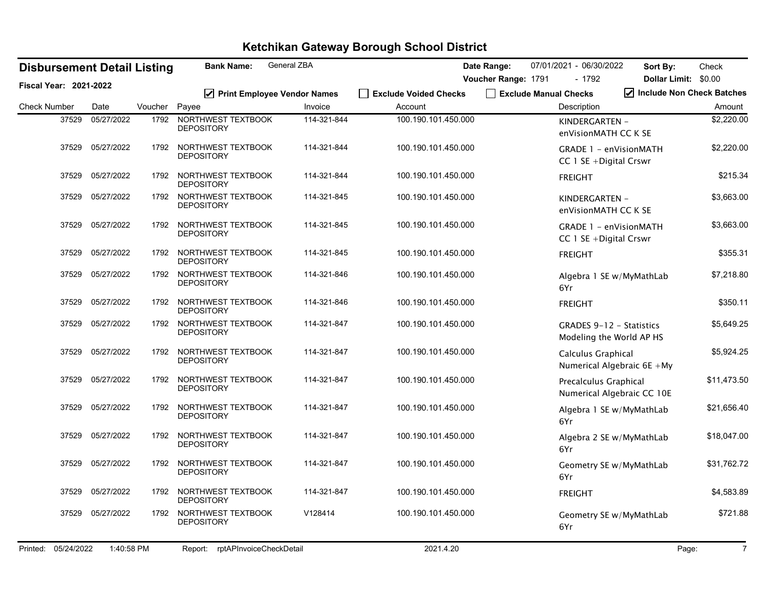# Ketchikan Gateway Borough School District

**Disbursement Detail Listing** | **Bank Name:** General ZBA | **Date Range:** 07/01/2021 - 06/30/2022 | **Sort By:** Check

**Fiscal Year: 2021-2022** | **Voucher Range:** 1791 - 1792 | **Dollar Limit:** $0.00

☑ Print Employee Vendor Names ☐ Exclude Voided Checks ☐ Exclude Manual Checks ☑ Include Non Check Batches

| Check Number | Date | Voucher | Payee | Invoice | Account | Description | Amount |
|---|---|---|---|---|---|---|---|
| 37529 | 05/27/2022 | 1792 | NORTHWEST TEXTBOOK DEPOSITORY | 114-321-844 | 100.190.101.450.000 | KINDERGARTEN - enVisionMATH CC K SE | $2,220.00 |
| 37529 | 05/27/2022 | 1792 | NORTHWEST TEXTBOOK DEPOSITORY | 114-321-844 | 100.190.101.450.000 | GRADE 1 - enVisionMATH CC 1 SE +Digital Crswr | $2,220.00 |
| 37529 | 05/27/2022 | 1792 | NORTHWEST TEXTBOOK DEPOSITORY | 114-321-844 | 100.190.101.450.000 | FREIGHT | $215.34 |
| 37529 | 05/27/2022 | 1792 | NORTHWEST TEXTBOOK DEPOSITORY | 114-321-845 | 100.190.101.450.000 | KINDERGARTEN - enVisionMATH CC K SE | $3,663.00 |
| 37529 | 05/27/2022 | 1792 | NORTHWEST TEXTBOOK DEPOSITORY | 114-321-845 | 100.190.101.450.000 | GRADE 1 - enVisionMATH CC 1 SE +Digital Crswr | $3,663.00 |
| 37529 | 05/27/2022 | 1792 | NORTHWEST TEXTBOOK DEPOSITORY | 114-321-845 | 100.190.101.450.000 | FREIGHT | $355.31 |
| 37529 | 05/27/2022 | 1792 | NORTHWEST TEXTBOOK DEPOSITORY | 114-321-846 | 100.190.101.450.000 | Algebra 1 SE w/MyMathLab 6Yr | $7,218.80 |
| 37529 | 05/27/2022 | 1792 | NORTHWEST TEXTBOOK DEPOSITORY | 114-321-846 | 100.190.101.450.000 | FREIGHT | $350.11 |
| 37529 | 05/27/2022 | 1792 | NORTHWEST TEXTBOOK DEPOSITORY | 114-321-847 | 100.190.101.450.000 | GRADES 9-12 - Statistics Modeling the World AP HS | $5,649.25 |
| 37529 | 05/27/2022 | 1792 | NORTHWEST TEXTBOOK DEPOSITORY | 114-321-847 | 100.190.101.450.000 | Calculus Graphical Numerical Algebraic 6E +My | $5,924.25 |
| 37529 | 05/27/2022 | 1792 | NORTHWEST TEXTBOOK DEPOSITORY | 114-321-847 | 100.190.101.450.000 | Precalculus Graphical Numerical Algebraic CC 10E | $11,473.50 |
| 37529 | 05/27/2022 | 1792 | NORTHWEST TEXTBOOK DEPOSITORY | 114-321-847 | 100.190.101.450.000 | Algebra 1 SE w/MyMathLab 6Yr | $21,656.40 |
| 37529 | 05/27/2022 | 1792 | NORTHWEST TEXTBOOK DEPOSITORY | 114-321-847 | 100.190.101.450.000 | Algebra 2 SE w/MyMathLab 6Yr | $18,047.00 |
| 37529 | 05/27/2022 | 1792 | NORTHWEST TEXTBOOK DEPOSITORY | 114-321-847 | 100.190.101.450.000 | Geometry SE w/MyMathLab 6Yr | $31,762.72 |
| 37529 | 05/27/2022 | 1792 | NORTHWEST TEXTBOOK DEPOSITORY | 114-321-847 | 100.190.101.450.000 | FREIGHT | $4,583.89 |
| 37529 | 05/27/2022 | 1792 | NORTHWEST TEXTBOOK DEPOSITORY | V128414 | 100.190.101.450.000 | Geometry SE w/MyMathLab 6Yr | $721.88 |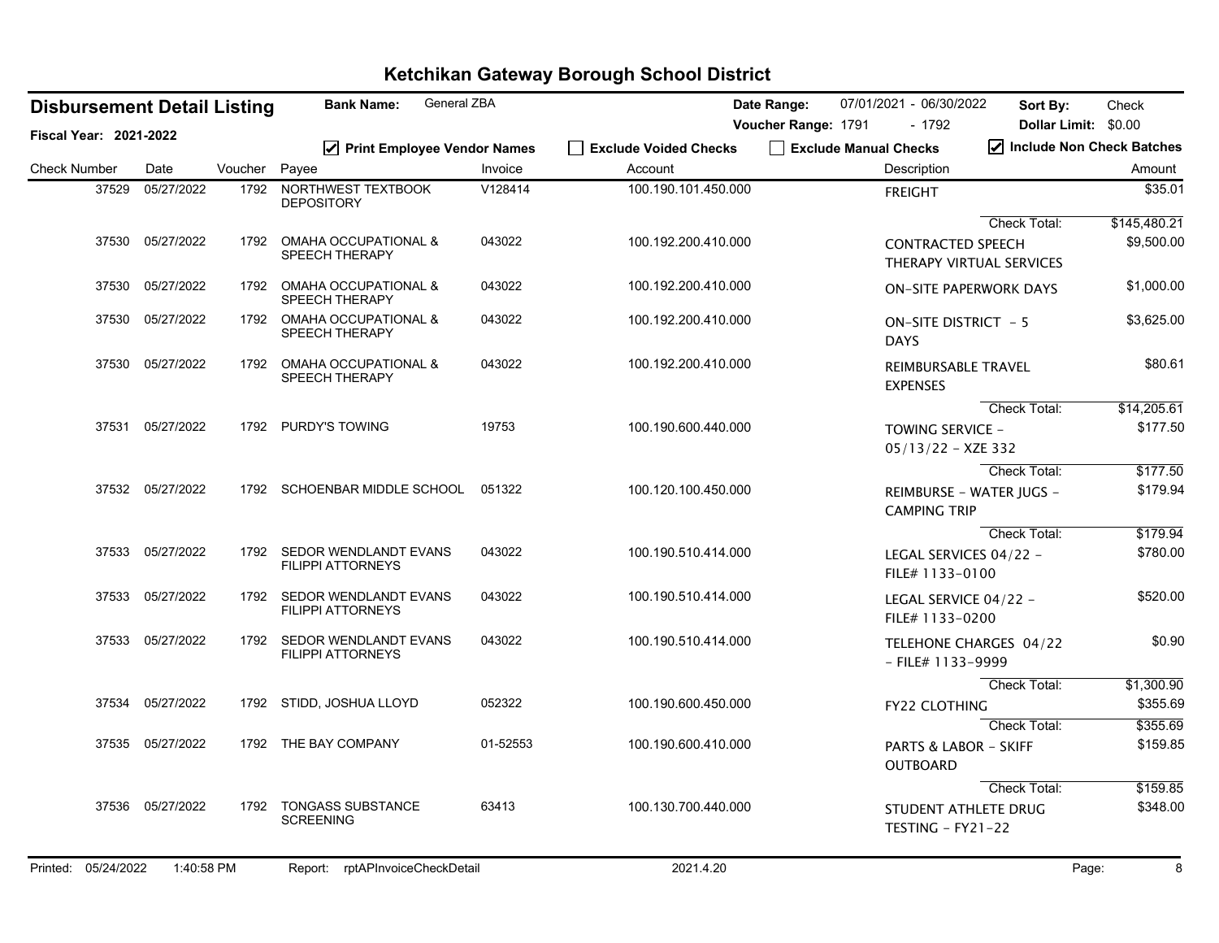# Ketchikan Gateway Borough School District

**Disbursement Detail Listing** | **Bank Name:** General ZBA | **Date Range:** 07/01/2021 - 06/30/2022 | **Sort By:** Check

**Fiscal Year: 2021-2022** | **Voucher Range:** 1791 - 1792 | **Dollar Limit:** $0.00

☑ Print Employee Vendor Names ☐ Exclude Voided Checks ☐ Exclude Manual Checks ☑ Include Non Check Batches

| Check Number | Date | Voucher | Payee | Invoice | Account | Description | Amount |
|---|---|---|---|---|---|---|---|
| 37529 | 05/27/2022 | 1792 | NORTHWEST TEXTBOOK DEPOSITORY | V128414 | 100.190.101.450.000 | FREIGHT | $35.01 |
| | | | | | | Check Total: | $145,480.21 |
| 37530 | 05/27/2022 | 1792 | OMAHA OCCUPATIONAL & SPEECH THERAPY | 043022 | 100.192.200.410.000 | CONTRACTED SPEECH THERAPY VIRTUAL SERVICES | $9,500.00 |
| 37530 | 05/27/2022 | 1792 | OMAHA OCCUPATIONAL & SPEECH THERAPY | 043022 | 100.192.200.410.000 | ON-SITE PAPERWORK DAYS | $1,000.00 |
| 37530 | 05/27/2022 | 1792 | OMAHA OCCUPATIONAL & SPEECH THERAPY | 043022 | 100.192.200.410.000 | ON-SITE DISTRICT - 5 DAYS | $3,625.00 |
| 37530 | 05/27/2022 | 1792 | OMAHA OCCUPATIONAL & SPEECH THERAPY | 043022 | 100.192.200.410.000 | REIMBURSABLE TRAVEL EXPENSES | $80.61 |
| | | | | | | Check Total: | $14,205.61 |
| 37531 | 05/27/2022 | 1792 | PURDY'S TOWING | 19753 | 100.190.600.440.000 | TOWING SERVICE - 05/13/22 - XZE 332 | $177.50 |
| | | | | | | Check Total: | $177.50 |
| 37532 | 05/27/2022 | 1792 | SCHOENBAR MIDDLE SCHOOL | 051322 | 100.120.100.450.000 | REIMBURSE - WATER JUGS - CAMPING TRIP | $179.94 |
| | | | | | | Check Total: | $179.94 |
| 37533 | 05/27/2022 | 1792 | SEDOR WENDLANDT EVANS FILIPPI ATTORNEYS | 043022 | 100.190.510.414.000 | LEGAL SERVICES 04/22 - FILE# 1133-0100 | $780.00 |
| 37533 | 05/27/2022 | 1792 | SEDOR WENDLANDT EVANS FILIPPI ATTORNEYS | 043022 | 100.190.510.414.000 | LEGAL SERVICE 04/22 - FILE# 1133-0200 | $520.00 |
| 37533 | 05/27/2022 | 1792 | SEDOR WENDLANDT EVANS FILIPPI ATTORNEYS | 043022 | 100.190.510.414.000 | TELEHONE CHARGES 04/22 - FILE# 1133-9999 | $0.90 |
| | | | | | | Check Total: | $1,300.90 |
| 37534 | 05/27/2022 | 1792 | STIDD, JOSHUA LLOYD | 052322 | 100.190.600.450.000 | FY22 CLOTHING | $355.69 |
| | | | | | | Check Total: | $355.69 |
| 37535 | 05/27/2022 | 1792 | THE BAY COMPANY | 01-52553 | 100.190.600.410.000 | PARTS & LABOR - SKIFF OUTBOARD | $159.85 |
| | | | | | | Check Total: | $159.85 |
| 37536 | 05/27/2022 | 1792 | TONGASS SUBSTANCE SCREENING | 63413 | 100.130.700.440.000 | STUDENT ATHLETE DRUG TESTING - FY21-22 | $348.00 |

Printed: 05/24/2022 1:40:58 PM Report: rptAPInvoiceCheckDetail 2021.4.20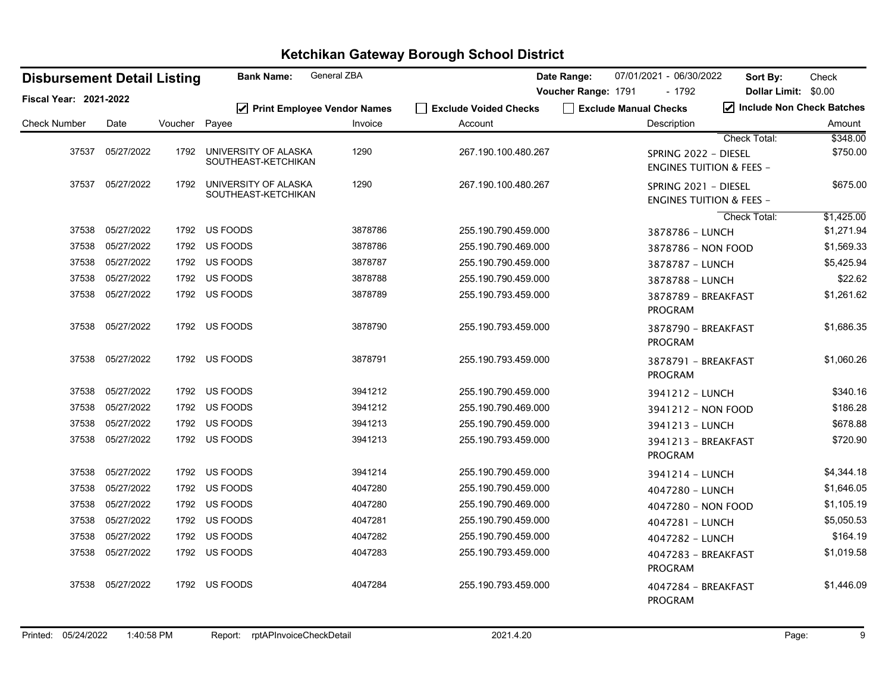# Ketchikan Gateway Borough School District

**Disbursement Detail Listing** | **Bank Name:** General ZBA | **Date Range:** 07/01/2021 - 06/30/2022 | **Sort By:** Check

**Fiscal Year: 2021-2022** | **Voucher Range:** 1791 - 1792 | **Dollar Limit:** $0.00

☑ Print Employee Vendor Names ☐ Exclude Voided Checks ☐ Exclude Manual Checks ☑ Include Non Check Batches

| Check Number | Date | Voucher | Payee | Invoice | Account | Description | Amount |
|---|---|---|---|---|---|---|---|
| | | | | | | Check Total: | $348.00 |
| 37537 | 05/27/2022 | 1792 | UNIVERSITY OF ALASKA SOUTHEAST-KETCHIKAN | 1290 | 267.190.100.480.267 | SPRING 2022 - DIESEL ENGINES TUITION & FEES - | $750.00 |
| 37537 | 05/27/2022 | 1792 | UNIVERSITY OF ALASKA SOUTHEAST-KETCHIKAN | 1290 | 267.190.100.480.267 | SPRING 2021 - DIESEL ENGINES TUITION & FEES - | $675.00 |
| | | | | | | Check Total: | $1,425.00 |
| 37538 | 05/27/2022 | 1792 | US FOODS | 3878786 | 255.190.790.459.000 | 3878786 - LUNCH | $1,271.94 |
| 37538 | 05/27/2022 | 1792 | US FOODS | 3878786 | 255.190.790.469.000 | 3878786 - NON FOOD | $1,569.33 |
| 37538 | 05/27/2022 | 1792 | US FOODS | 3878787 | 255.190.790.459.000 | 3878787 - LUNCH | $5,425.94 |
| 37538 | 05/27/2022 | 1792 | US FOODS | 3878788 | 255.190.790.459.000 | 3878788 - LUNCH | $22.62 |
| 37538 | 05/27/2022 | 1792 | US FOODS | 3878789 | 255.190.793.459.000 | 3878789 - BREAKFAST PROGRAM | $1,261.62 |
| 37538 | 05/27/2022 | 1792 | US FOODS | 3878790 | 255.190.793.459.000 | 3878790 - BREAKFAST PROGRAM | $1,686.35 |
| 37538 | 05/27/2022 | 1792 | US FOODS | 3878791 | 255.190.793.459.000 | 3878791 - BREAKFAST PROGRAM | $1,060.26 |
| 37538 | 05/27/2022 | 1792 | US FOODS | 3941212 | 255.190.790.459.000 | 3941212 - LUNCH | $340.16 |
| 37538 | 05/27/2022 | 1792 | US FOODS | 3941212 | 255.190.790.469.000 | 3941212 - NON FOOD | $186.28 |
| 37538 | 05/27/2022 | 1792 | US FOODS | 3941213 | 255.190.790.459.000 | 3941213 - LUNCH | $678.88 |
| 37538 | 05/27/2022 | 1792 | US FOODS | 3941213 | 255.190.793.459.000 | 3941213 - BREAKFAST PROGRAM | $720.90 |
| 37538 | 05/27/2022 | 1792 | US FOODS | 3941214 | 255.190.790.459.000 | 3941214 - LUNCH | $4,344.18 |
| 37538 | 05/27/2022 | 1792 | US FOODS | 4047280 | 255.190.790.459.000 | 4047280 - LUNCH | $1,646.05 |
| 37538 | 05/27/2022 | 1792 | US FOODS | 4047280 | 255.190.790.469.000 | 4047280 - NON FOOD | $1,105.19 |
| 37538 | 05/27/2022 | 1792 | US FOODS | 4047281 | 255.190.790.459.000 | 4047281 - LUNCH | $5,050.53 |
| 37538 | 05/27/2022 | 1792 | US FOODS | 4047282 | 255.190.790.459.000 | 4047282 - LUNCH | $164.19 |
| 37538 | 05/27/2022 | 1792 | US FOODS | 4047283 | 255.190.793.459.000 | 4047283 - BREAKFAST PROGRAM | $1,019.58 |
| 37538 | 05/27/2022 | 1792 | US FOODS | 4047284 | 255.190.793.459.000 | 4047284 - BREAKFAST PROGRAM | $1,446.09 |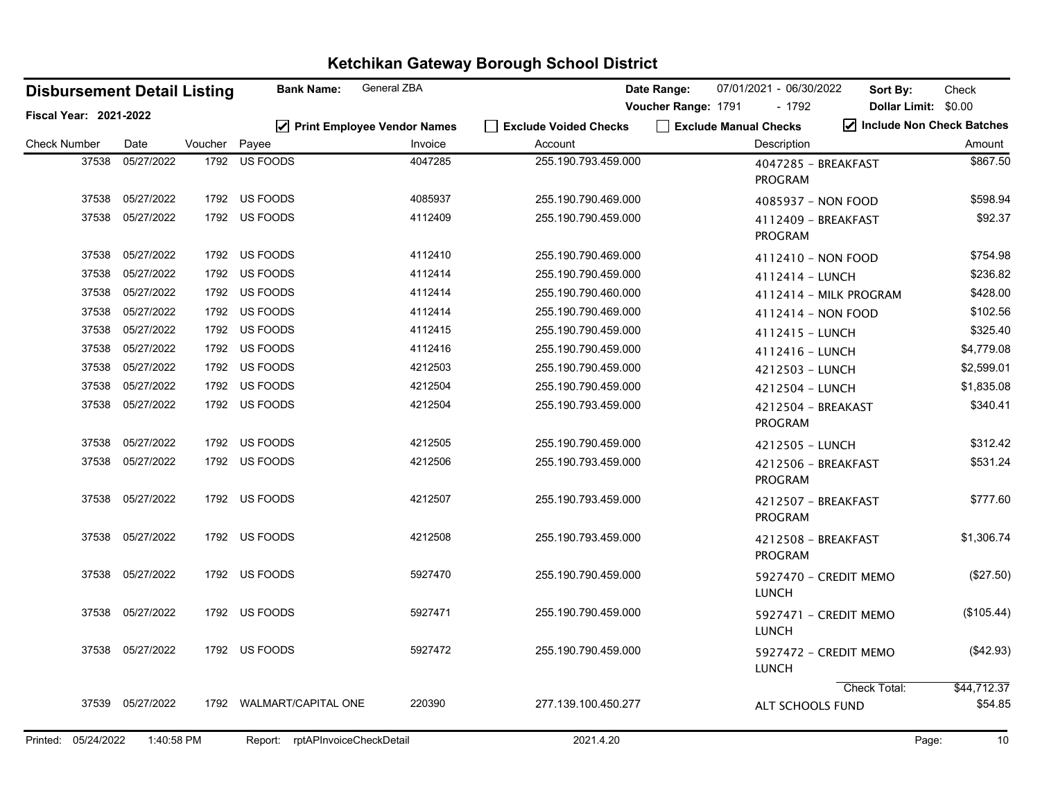# Ketchikan Gateway Borough School District

**Disbursement Detail Listing** | **Bank Name:** General ZBA | **Date Range:** 07/01/2021 - 06/30/2022 | **Sort By:** Check

**Fiscal Year: 2021-2022** | **Voucher Range:** 1791 - 1792 | **Dollar Limit:** $0.00

☑ Print Employee Vendor Names | ☐ Exclude Voided Checks | ☐ Exclude Manual Checks | ☑ Include Non Check Batches

| Check Number | Date | Voucher | Payee | Invoice | Account | Description | Amount |
|---|---|---|---|---|---|---|---|
| 37538 | 05/27/2022 | 1792 | US FOODS | 4047285 | 255.190.793.459.000 | 4047285 - BREAKFAST PROGRAM | $867.50 |
| 37538 | 05/27/2022 | 1792 | US FOODS | 4085937 | 255.190.790.469.000 | 4085937 - NON FOOD | $598.94 |
| 37538 | 05/27/2022 | 1792 | US FOODS | 4112409 | 255.190.790.459.000 | 4112409 - BREAKFAST PROGRAM | $92.37 |
| 37538 | 05/27/2022 | 1792 | US FOODS | 4112410 | 255.190.790.469.000 | 4112410 - NON FOOD | $754.98 |
| 37538 | 05/27/2022 | 1792 | US FOODS | 4112414 | 255.190.790.459.000 | 4112414 - LUNCH | $236.82 |
| 37538 | 05/27/2022 | 1792 | US FOODS | 4112414 | 255.190.790.460.000 | 4112414 - MILK PROGRAM | $428.00 |
| 37538 | 05/27/2022 | 1792 | US FOODS | 4112414 | 255.190.790.469.000 | 4112414 - NON FOOD | $102.56 |
| 37538 | 05/27/2022 | 1792 | US FOODS | 4112415 | 255.190.790.459.000 | 4112415 - LUNCH | $325.40 |
| 37538 | 05/27/2022 | 1792 | US FOODS | 4112416 | 255.190.790.459.000 | 4112416 - LUNCH | $4,779.08 |
| 37538 | 05/27/2022 | 1792 | US FOODS | 4212503 | 255.190.790.459.000 | 4212503 - LUNCH | $2,599.01 |
| 37538 | 05/27/2022 | 1792 | US FOODS | 4212504 | 255.190.790.459.000 | 4212504 - LUNCH | $1,835.08 |
| 37538 | 05/27/2022 | 1792 | US FOODS | 4212504 | 255.190.793.459.000 | 4212504 - BREAKAST PROGRAM | $340.41 |
| 37538 | 05/27/2022 | 1792 | US FOODS | 4212505 | 255.190.790.459.000 | 4212505 - LUNCH | $312.42 |
| 37538 | 05/27/2022 | 1792 | US FOODS | 4212506 | 255.190.793.459.000 | 4212506 - BREAKFAST PROGRAM | $531.24 |
| 37538 | 05/27/2022 | 1792 | US FOODS | 4212507 | 255.190.793.459.000 | 4212507 - BREAKFAST PROGRAM | $777.60 |
| 37538 | 05/27/2022 | 1792 | US FOODS | 4212508 | 255.190.793.459.000 | 4212508 - BREAKFAST PROGRAM | $1,306.74 |
| 37538 | 05/27/2022 | 1792 | US FOODS | 5927470 | 255.190.790.459.000 | 5927470 - CREDIT MEMO LUNCH | ($27.50) |
| 37538 | 05/27/2022 | 1792 | US FOODS | 5927471 | 255.190.790.459.000 | 5927471 - CREDIT MEMO LUNCH | ($105.44) |
| 37538 | 05/27/2022 | 1792 | US FOODS | 5927472 | 255.190.790.459.000 | 5927472 - CREDIT MEMO LUNCH | ($42.93) |
| | | | | | | Check Total: | $44,712.37 |
| 37539 | 05/27/2022 | 1792 | WALMART/CAPITAL ONE | 220390 | 277.139.100.450.277 | ALT SCHOOLS FUND | $54.85 |

Printed: 05/24/2022 1:40:58 PM | Report: rptAPInvoiceCheckDetail | 2021.4.20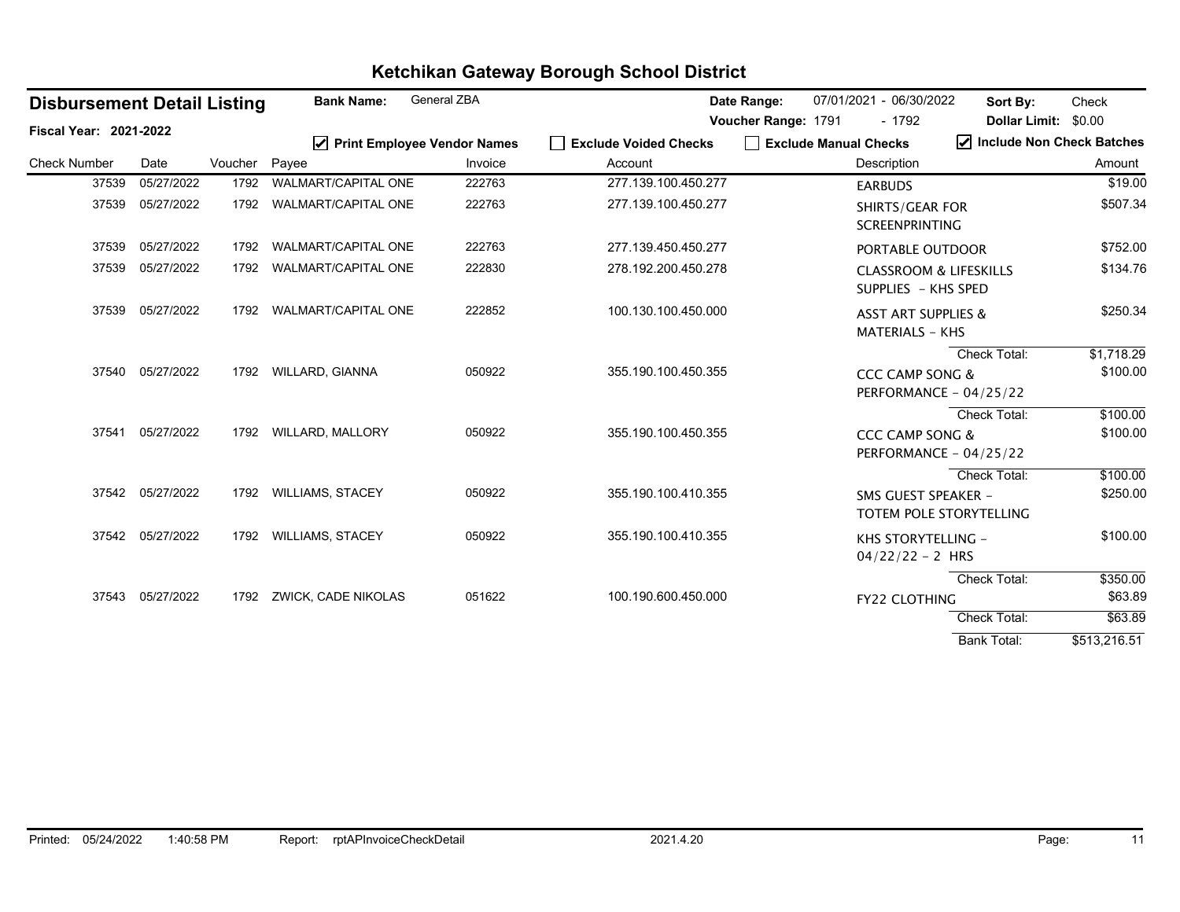# Ketchikan Gateway Borough School District

**Disbursement Detail Listing** | **Bank Name:** General ZBA | **Date Range:** 07/01/2021 - 06/30/2022 | **Sort By:** Check

**Fiscal Year: 2021-2022** | **Voucher Range:** 1791 - 1792 | **Dollar Limit:** $0.00

☑ Print Employee Vendor Names | ☐ Exclude Voided Checks | ☐ Exclude Manual Checks | ☑ Include Non Check Batches

| Check Number | Date | Voucher | Payee | Invoice | Account | Description | Amount |
|---|---|---|---|---|---|---|---|
| 37539 | 05/27/2022 | 1792 | WALMART/CAPITAL ONE | 222763 | 277.139.100.450.277 | EARBUDS | $19.00 |
| 37539 | 05/27/2022 | 1792 | WALMART/CAPITAL ONE | 222763 | 277.139.100.450.277 | SHIRTS/GEAR FOR SCREENPRINTING | $507.34 |
| 37539 | 05/27/2022 | 1792 | WALMART/CAPITAL ONE | 222763 | 277.139.450.450.277 | PORTABLE OUTDOOR | $752.00 |
| 37539 | 05/27/2022 | 1792 | WALMART/CAPITAL ONE | 222830 | 278.192.200.450.278 | CLASSROOM & LIFESKILLS SUPPLIES - KHS SPED | $134.76 |
| 37539 | 05/27/2022 | 1792 | WALMART/CAPITAL ONE | 222852 | 100.130.100.450.000 | ASST ART SUPPLIES & MATERIALS - KHS | $250.34 |
| | | | | | | Check Total: | $1,718.29 |
| 37540 | 05/27/2022 | 1792 | WILLARD, GIANNA | 050922 | 355.190.100.450.355 | CCC CAMP SONG & PERFORMANCE - 04/25/22 | $100.00 |
| | | | | | | Check Total: | $100.00 |
| 37541 | 05/27/2022 | 1792 | WILLARD, MALLORY | 050922 | 355.190.100.450.355 | CCC CAMP SONG & PERFORMANCE - 04/25/22 | $100.00 |
| | | | | | | Check Total: | $100.00 |
| 37542 | 05/27/2022 | 1792 | WILLIAMS, STACEY | 050922 | 355.190.100.410.355 | SMS GUEST SPEAKER - TOTEM POLE STORYTELLING | $250.00 |
| 37542 | 05/27/2022 | 1792 | WILLIAMS, STACEY | 050922 | 355.190.100.410.355 | KHS STORYTELLING - 04/22/22 - 2 HRS | $100.00 |
| | | | | | | Check Total: | $350.00 |
| 37543 | 05/27/2022 | 1792 | ZWICK, CADE NIKOLAS | 051622 | 100.190.600.450.000 | FY22 CLOTHING | $63.89 |
| | | | | | | Check Total: | $63.89 |
| | | | | | | Bank Total: | $513,216.51 |

Printed: 05/24/2022 1:40:58 PM Report: rptAPInvoiceCheckDetail 2021.4.20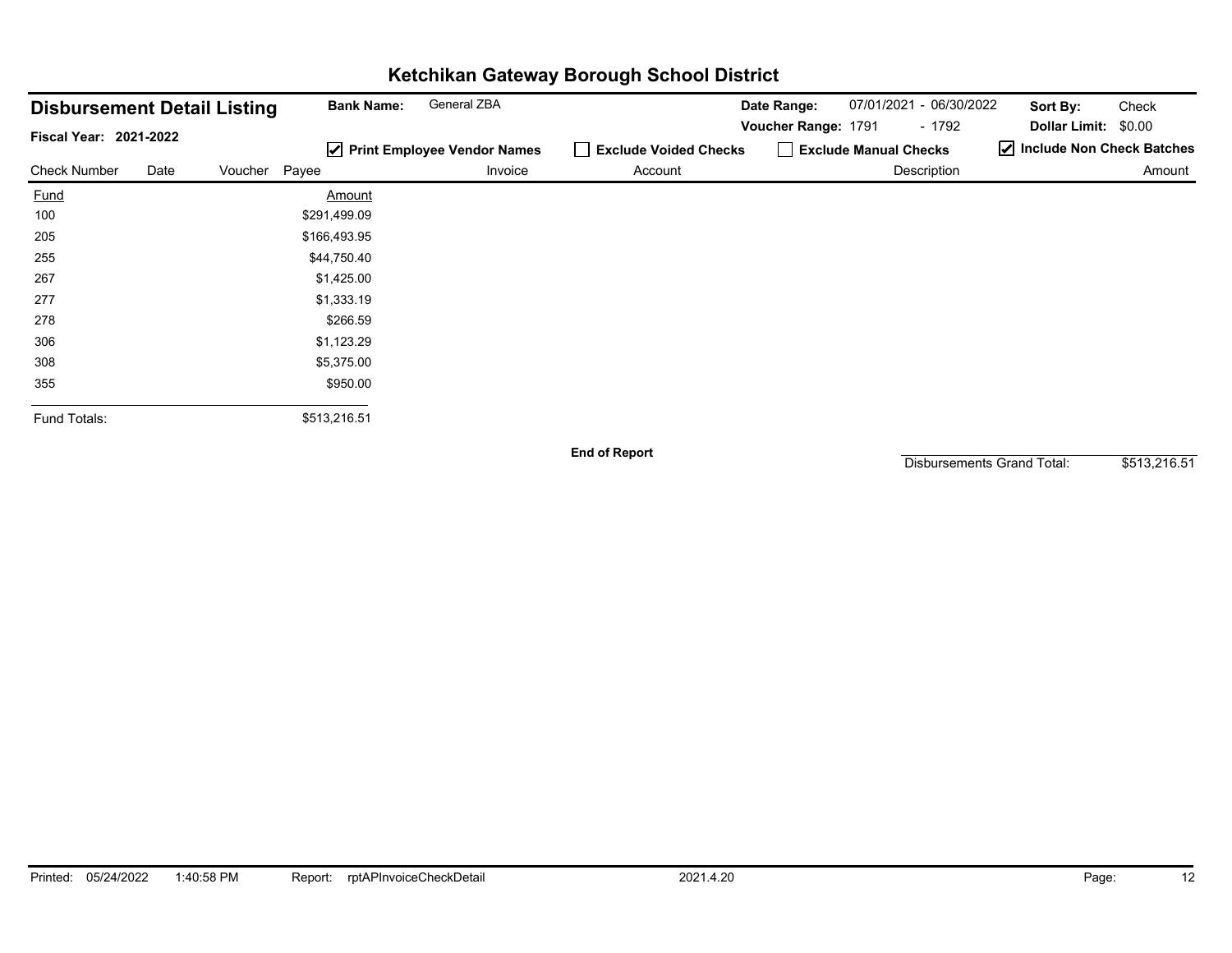# Ketchikan Gateway Borough School District

**Disbursement Detail Listing**

**Fiscal Year: 2021-2022**

**Bank Name:** General ZBA

**Date Range:** 07/01/2021 - 06/30/2022

**Voucher Range:** 1791 - 1792

**Sort By:** Check

**Dollar Limit:** $0.00

☑ **Print Employee Vendor Names** ☐ **Exclude Voided Checks** ☐ **Exclude Manual Checks** ☑ **Include Non Check Batches**

| Check Number | Date | Voucher | Payee | Invoice | Account | Description | Amount |
|---|---|---|---|---|---|---|---|

| Fund | Amount |
|---|---|
| 100 | $291,499.09 |
| 205 | $166,493.95 |
| 255 | $44,750.40 |
| 267 | $1,425.00 |
| 277 | $1,333.19 |
| 278 | $266.59 |
| 306 | $1,123.29 |
| 308 | $5,375.00 |
| 355 | $950.00 |
| Fund Totals: | $513,216.51 |

**End of Report**

Disbursements Grand Total: $513,216.51

Printed: 05/24/2022 1:40:58 PM Report: rptAPInvoiceCheckDetail 2021.4.20